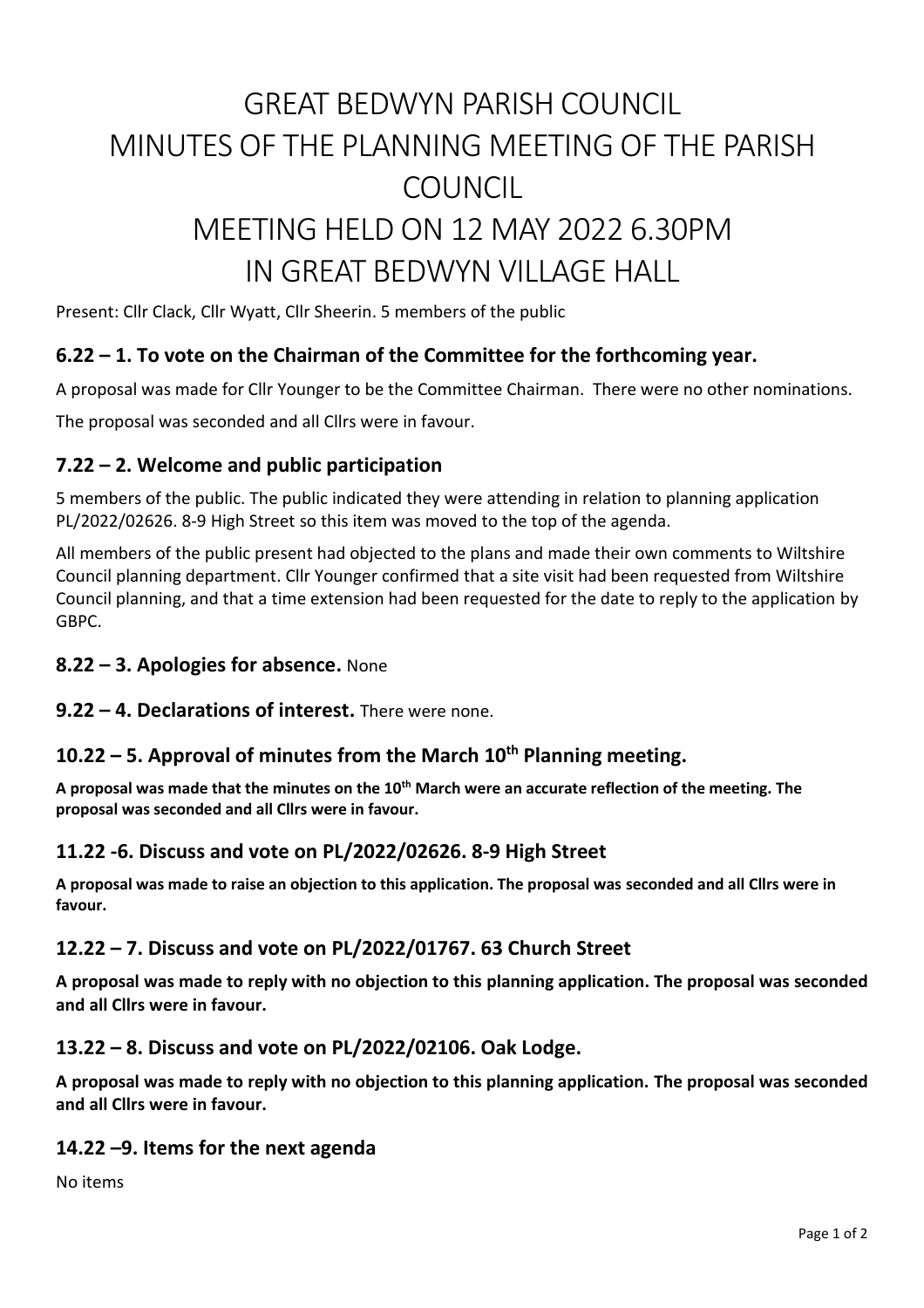# GREAT BEDWYN PARISH COUNCIL
# MINUTES OF THE PLANNING MEETING OF THE PARISH COUNCIL
# MEETING HELD ON 12 MAY 2022 6.30PM
# IN GREAT BEDWYN VILLAGE HALL

Present: Cllr Clack, Cllr Wyatt, Cllr Sheerin. 5 members of the public

### 6.22 – 1. To vote on the Chairman of the Committee for the forthcoming year.

A proposal was made for Cllr Younger to be the Committee Chairman. There were no other nominations.

The proposal was seconded and all Cllrs were in favour.

### 7.22 – 2. Welcome and public participation

5 members of the public. The public indicated they were attending in relation to planning application PL/2022/02626. 8-9 High Street so this item was moved to the top of the agenda.

All members of the public present had objected to the plans and made their own comments to Wiltshire Council planning department. Cllr Younger confirmed that a site visit had been requested from Wiltshire Council planning, and that a time extension had been requested for the date to reply to the application by GBPC.

### 8.22 – 3. Apologies for absence. None

### 9.22 – 4. Declarations of interest. There were none.

### 10.22 – 5. Approval of minutes from the March 10th Planning meeting.

**A proposal was made that the minutes on the 10th March were an accurate reflection of the meeting. The proposal was seconded and all Cllrs were in favour.**

### 11.22 -6. Discuss and vote on PL/2022/02626. 8-9 High Street

**A proposal was made to raise an objection to this application. The proposal was seconded and all Cllrs were in favour.**

### 12.22 – 7. Discuss and vote on PL/2022/01767. 63 Church Street

**A proposal was made to reply with no objection to this planning application. The proposal was seconded and all Cllrs were in favour.**

### 13.22 – 8. Discuss and vote on PL/2022/02106. Oak Lodge.

**A proposal was made to reply with no objection to this planning application. The proposal was seconded and all Cllrs were in favour.**

### 14.22 –9. Items for the next agenda

No items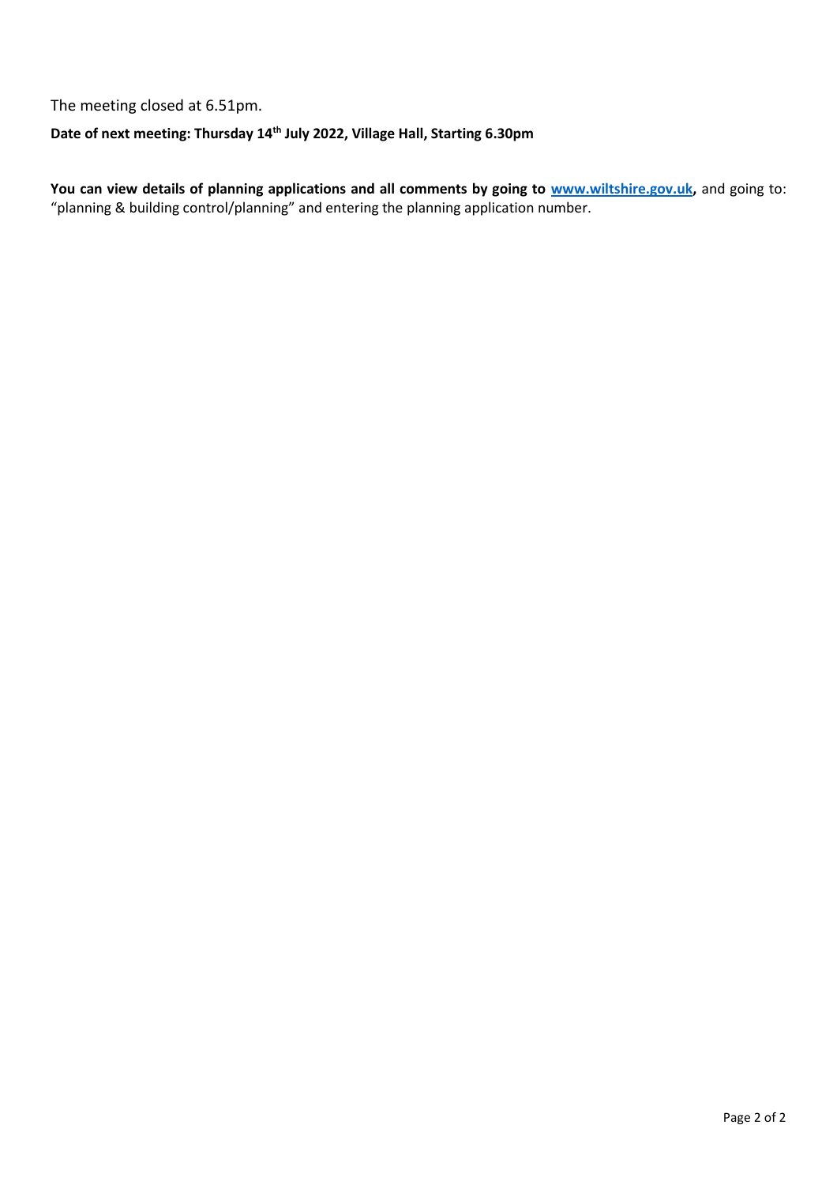The meeting closed at 6.51pm.

**Date of next meeting: Thursday 14th July 2022, Village Hall, Starting 6.30pm**

**You can view details of planning applications and all comments by going to [www.wiltshire.gov.uk](http://www.wiltshire.gov.uk),** and going to: "planning & building control/planning" and entering the planning application number.